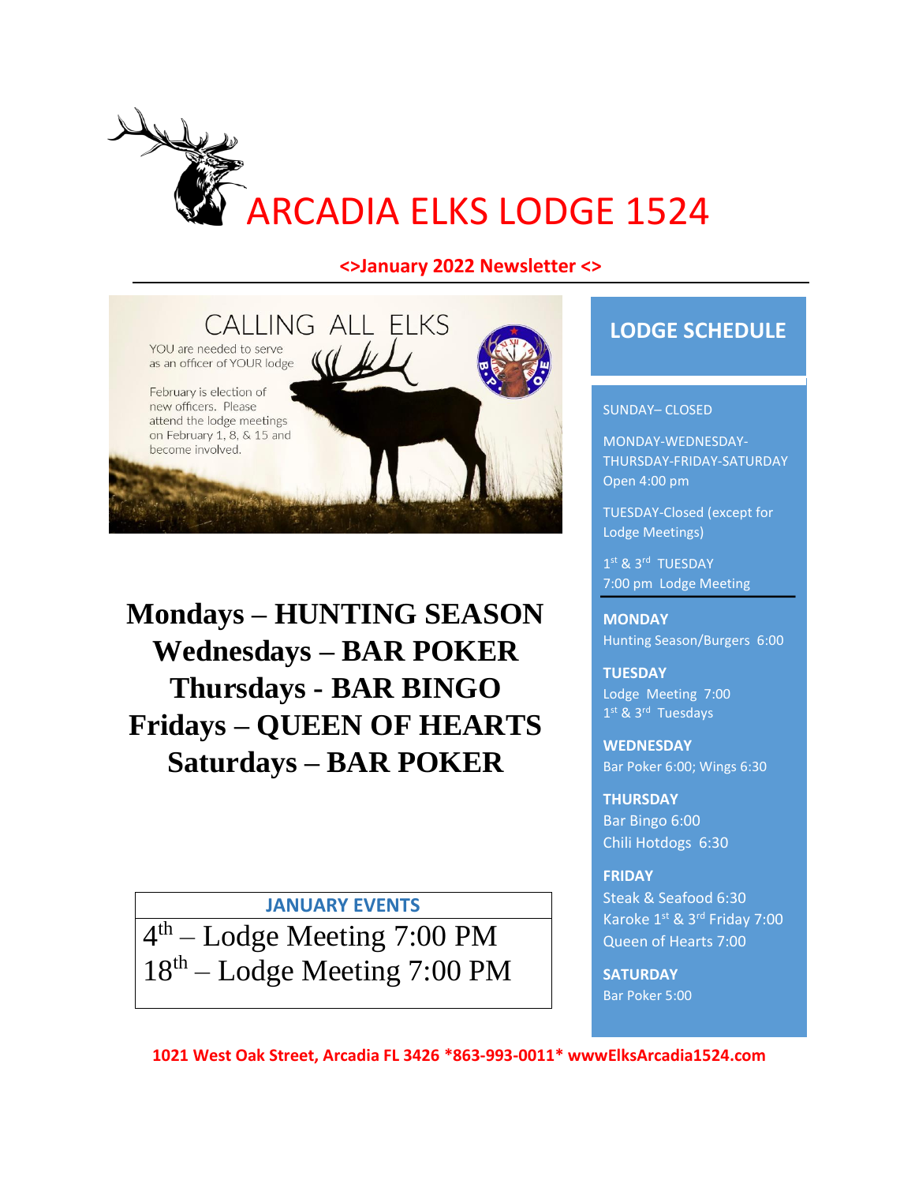# ARCADIA ELKS LODGE 1524

**<>January 2022 Newsletter <>**

CALLING ALL ELKS

YOU are needed to serve as an officer of YOUR lodge

February is election of new officers. Please attend the lodge meetings on February 1, 8, & 15 and become involved.

**Mondays – HUNTING SEASON**
**Wednesdays – BAR POKER**
**Thursdays - BAR BINGO**
**Fridays – QUEEN OF HEARTS**
**Saturdays – BAR POKER**

| JANUARY EVENTS |
|---|
| 4th – Lodge Meeting 7:00 PM |
| 18th – Lodge Meeting 7:00 PM |

## LODGE SCHEDULE

SUNDAY– CLOSED

MONDAY-WEDNESDAY-THURSDAY-FRIDAY-SATURDAY Open 4:00 pm

TUESDAY-Closed (except for Lodge Meetings)

1st & 3rd TUESDAY 7:00 pm Lodge Meeting

**MONDAY**
Hunting Season/Burgers 6:00

**TUESDAY**
Lodge Meeting 7:00
1st & 3rd Tuesdays

**WEDNESDAY**
Bar Poker 6:00; Wings 6:30

**THURSDAY**
Bar Bingo 6:00
Chili Hotdogs 6:30

**FRIDAY**
Steak & Seafood 6:30
Karoke 1st & 3rd Friday 7:00
Queen of Hearts 7:00

**SATURDAY**
Bar Poker 5:00

**1021 West Oak Street, Arcadia FL 3426 *863-993-0011* wwwElksArcadia1524.com**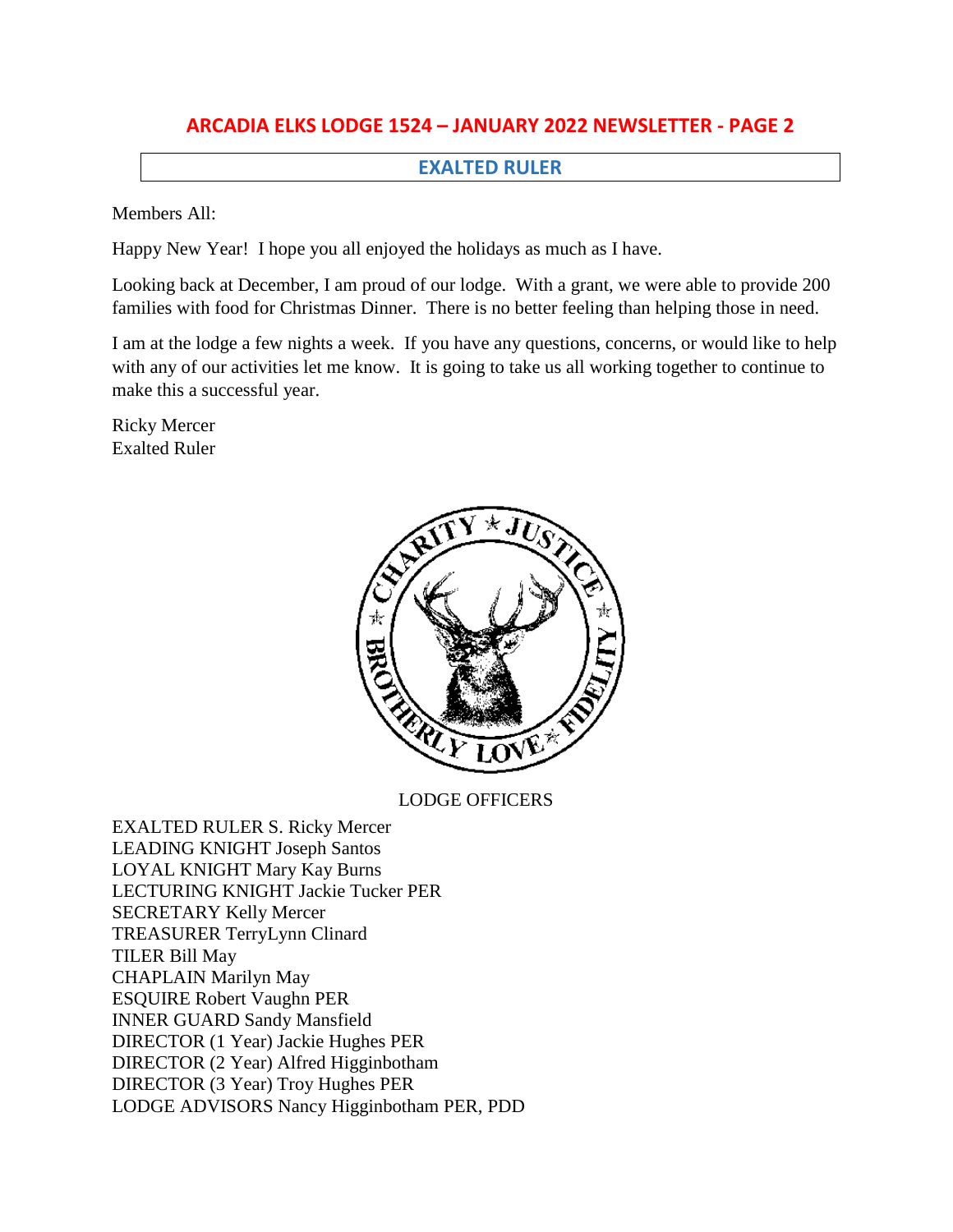# ARCADIA ELKS LODGE 1524 – JANUARY 2022 NEWSLETTER - PAGE 2

## EXALTED RULER

Members All:

Happy New Year! I hope you all enjoyed the holidays as much as I have.

Looking back at December, I am proud of our lodge. With a grant, we were able to provide 200 families with food for Christmas Dinner. There is no better feeling than helping those in need.

I am at the lodge a few nights a week. If you have any questions, concerns, or would like to help with any of our activities let me know. It is going to take us all working together to continue to make this a successful year.

Ricky Mercer
Exalted Ruler

LODGE OFFICERS

EXALTED RULER S. Ricky Mercer
LEADING KNIGHT Joseph Santos
LOYAL KNIGHT Mary Kay Burns
LECTURING KNIGHT Jackie Tucker PER
SECRETARY Kelly Mercer
TREASURER TerryLynn Clinard
TILER Bill May
CHAPLAIN Marilyn May
ESQUIRE Robert Vaughn PER
INNER GUARD Sandy Mansfield
DIRECTOR (1 Year) Jackie Hughes PER
DIRECTOR (2 Year) Alfred Higginbotham
DIRECTOR (3 Year) Troy Hughes PER
LODGE ADVISORS Nancy Higginbotham PER, PDD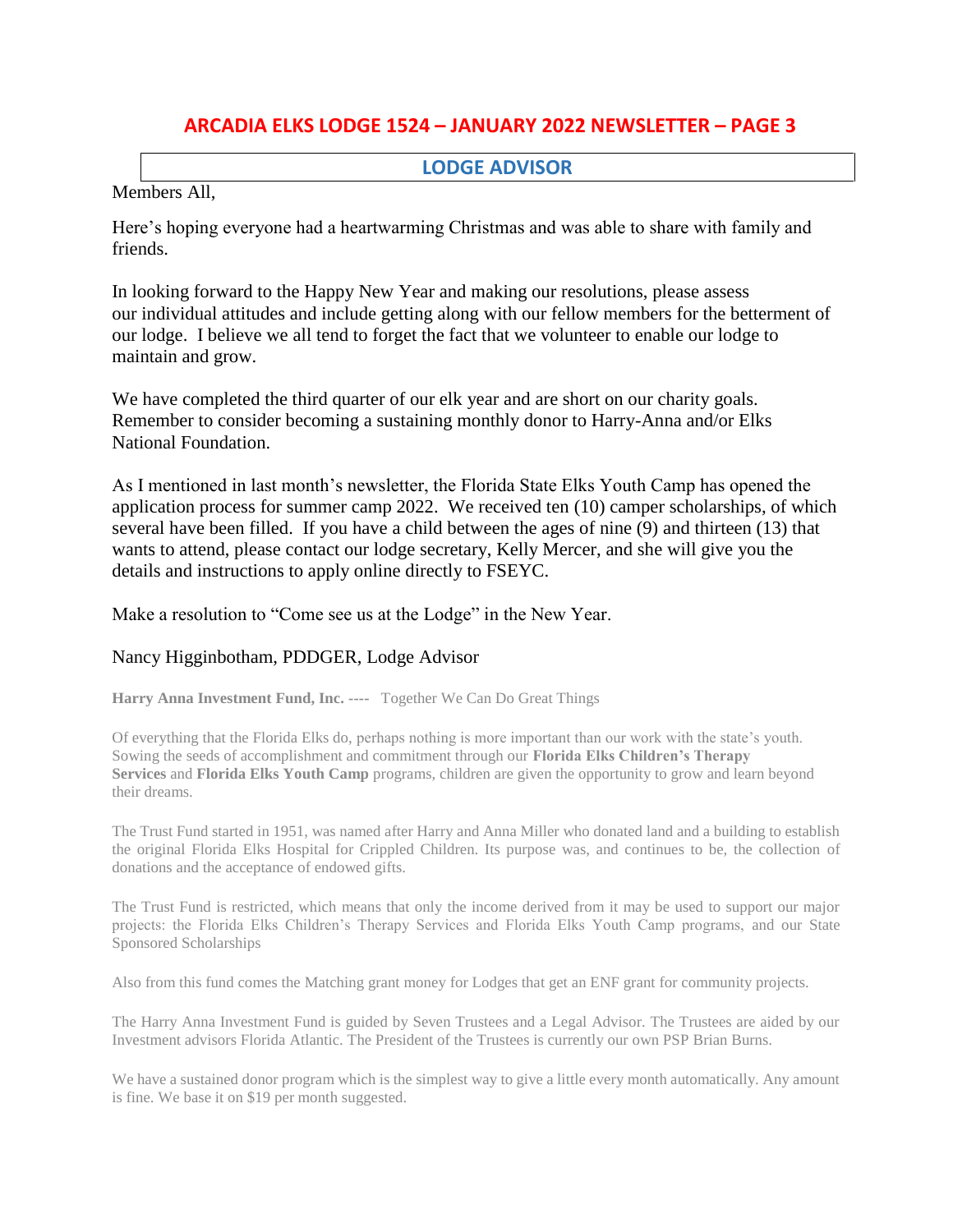# ARCADIA ELKS LODGE 1524 – JANUARY 2022 NEWSLETTER – PAGE 3

## LODGE ADVISOR

Members All,

Here's hoping everyone had a heartwarming Christmas and was able to share with family and friends.

In looking forward to the Happy New Year and making our resolutions, please assess our individual attitudes and include getting along with our fellow members for the betterment of our lodge. I believe we all tend to forget the fact that we volunteer to enable our lodge to maintain and grow.

We have completed the third quarter of our elk year and are short on our charity goals. Remember to consider becoming a sustaining monthly donor to Harry-Anna and/or Elks National Foundation.

As I mentioned in last month's newsletter, the Florida State Elks Youth Camp has opened the application process for summer camp 2022. We received ten (10) camper scholarships, of which several have been filled. If you have a child between the ages of nine (9) and thirteen (13) that wants to attend, please contact our lodge secretary, Kelly Mercer, and she will give you the details and instructions to apply online directly to FSEYC.

Make a resolution to "Come see us at the Lodge" in the New Year.

Nancy Higginbotham, PDDGER, Lodge Advisor

**Harry Anna Investment Fund, Inc.** ---- Together We Can Do Great Things

Of everything that the Florida Elks do, perhaps nothing is more important than our work with the state's youth. Sowing the seeds of accomplishment and commitment through our **Florida Elks Children's Therapy Services** and **Florida Elks Youth Camp** programs, children are given the opportunity to grow and learn beyond their dreams.

The Trust Fund started in 1951, was named after Harry and Anna Miller who donated land and a building to establish the original Florida Elks Hospital for Crippled Children. Its purpose was, and continues to be, the collection of donations and the acceptance of endowed gifts.

The Trust Fund is restricted, which means that only the income derived from it may be used to support our major projects: the Florida Elks Children's Therapy Services and Florida Elks Youth Camp programs, and our State Sponsored Scholarships

Also from this fund comes the Matching grant money for Lodges that get an ENF grant for community projects.

The Harry Anna Investment Fund is guided by Seven Trustees and a Legal Advisor. The Trustees are aided by our Investment advisors Florida Atlantic. The President of the Trustees is currently our own PSP Brian Burns.

We have a sustained donor program which is the simplest way to give a little every month automatically. Any amount is fine. We base it on $19 per month suggested.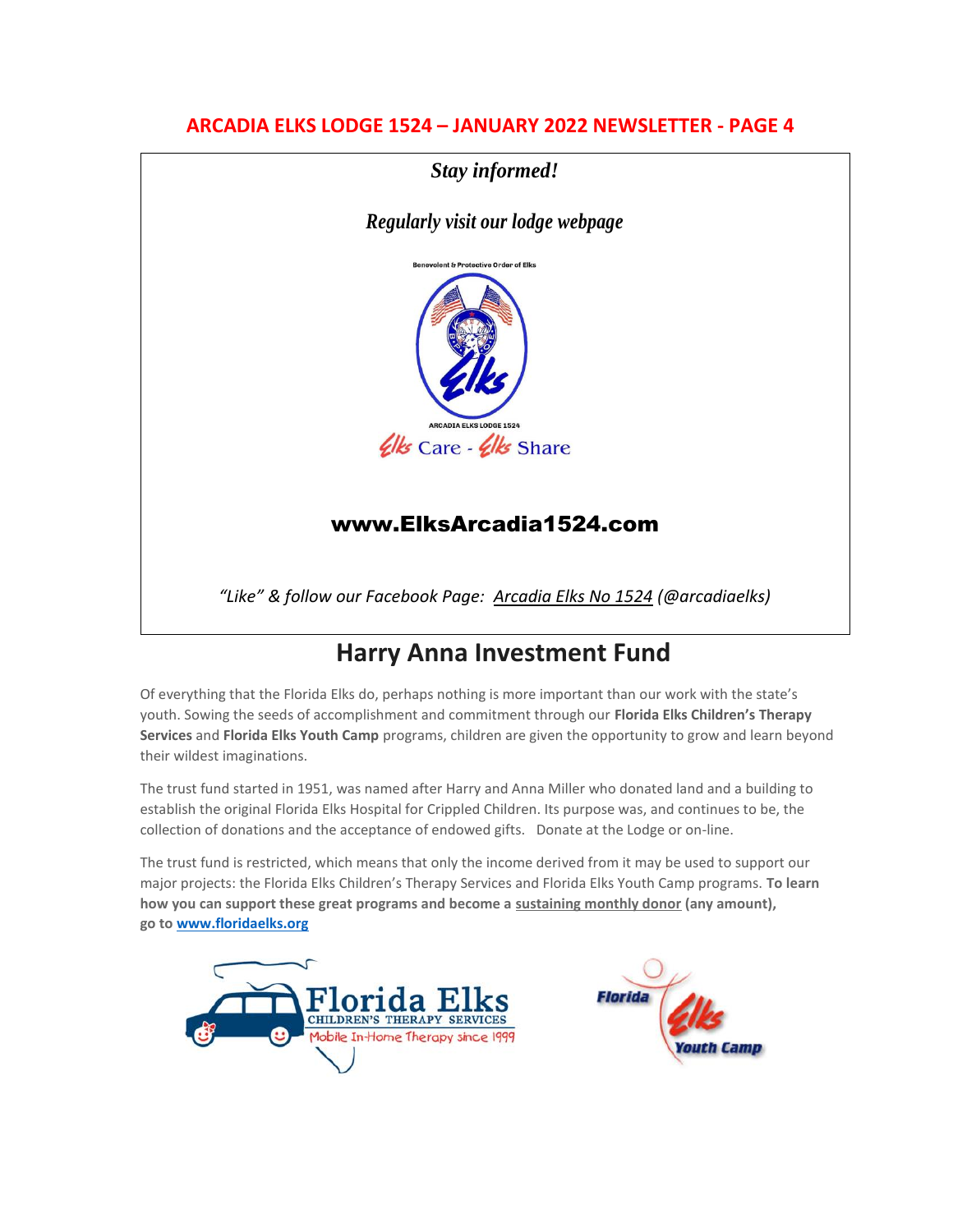ARCADIA ELKS LODGE 1524 – JANUARY 2022 NEWSLETTER - PAGE 4

***Stay informed!***

***Regularly visit our lodge webpage***

Benevolent & Protective Order of Elks

ARCADIA ELKS LODGE 1524

Elks Care - Elks Share

**www.ElksArcadia1524.com**

*"Like" & follow our Facebook Page: Arcadia Elks No 1524 (@arcadiaelks)*

# Harry Anna Investment Fund

Of everything that the Florida Elks do, perhaps nothing is more important than our work with the state's youth. Sowing the seeds of accomplishment and commitment through our **Florida Elks Children's Therapy Services** and **Florida Elks Youth Camp** programs, children are given the opportunity to grow and learn beyond their wildest imaginations.

The trust fund started in 1951, was named after Harry and Anna Miller who donated land and a building to establish the original Florida Elks Hospital for Crippled Children. Its purpose was, and continues to be, the collection of donations and the acceptance of endowed gifts. Donate at the Lodge or on-line.

The trust fund is restricted, which means that only the income derived from it may be used to support our major projects: the Florida Elks Children's Therapy Services and Florida Elks Youth Camp programs. **To learn how you can support these great programs and become a sustaining monthly donor (any amount), go to www.floridaelks.org**

Florida Elks CHILDREN'S THERAPY SERVICES Mobile In-Home Therapy since 1999

Florida Elks Youth Camp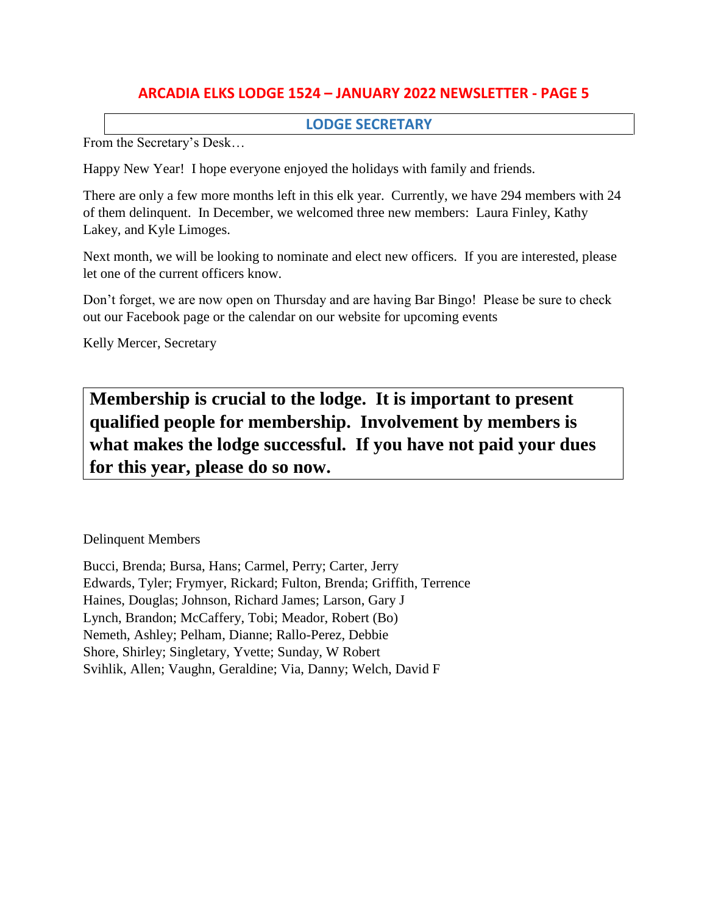## LODGE SECRETARY

From the Secretary's Desk…

Happy New Year! I hope everyone enjoyed the holidays with family and friends.

There are only a few more months left in this elk year. Currently, we have 294 members with 24 of them delinquent. In December, we welcomed three new members: Laura Finley, Kathy Lakey, and Kyle Limoges.

Next month, we will be looking to nominate and elect new officers. If you are interested, please let one of the current officers know.

Don't forget, we are now open on Thursday and are having Bar Bingo! Please be sure to check out our Facebook page or the calendar on our website for upcoming events

Kelly Mercer, Secretary

**Membership is crucial to the lodge. It is important to present qualified people for membership. Involvement by members is what makes the lodge successful. If you have not paid your dues for this year, please do so now.**

Delinquent Members

Bucci, Brenda; Bursa, Hans; Carmel, Perry; Carter, Jerry
Edwards, Tyler; Frymyer, Rickard; Fulton, Brenda; Griffith, Terrence
Haines, Douglas; Johnson, Richard James; Larson, Gary J
Lynch, Brandon; McCaffery, Tobi; Meador, Robert (Bo)
Nemeth, Ashley; Pelham, Dianne; Rallo-Perez, Debbie
Shore, Shirley; Singletary, Yvette; Sunday, W Robert
Svihlik, Allen; Vaughn, Geraldine; Via, Danny; Welch, David F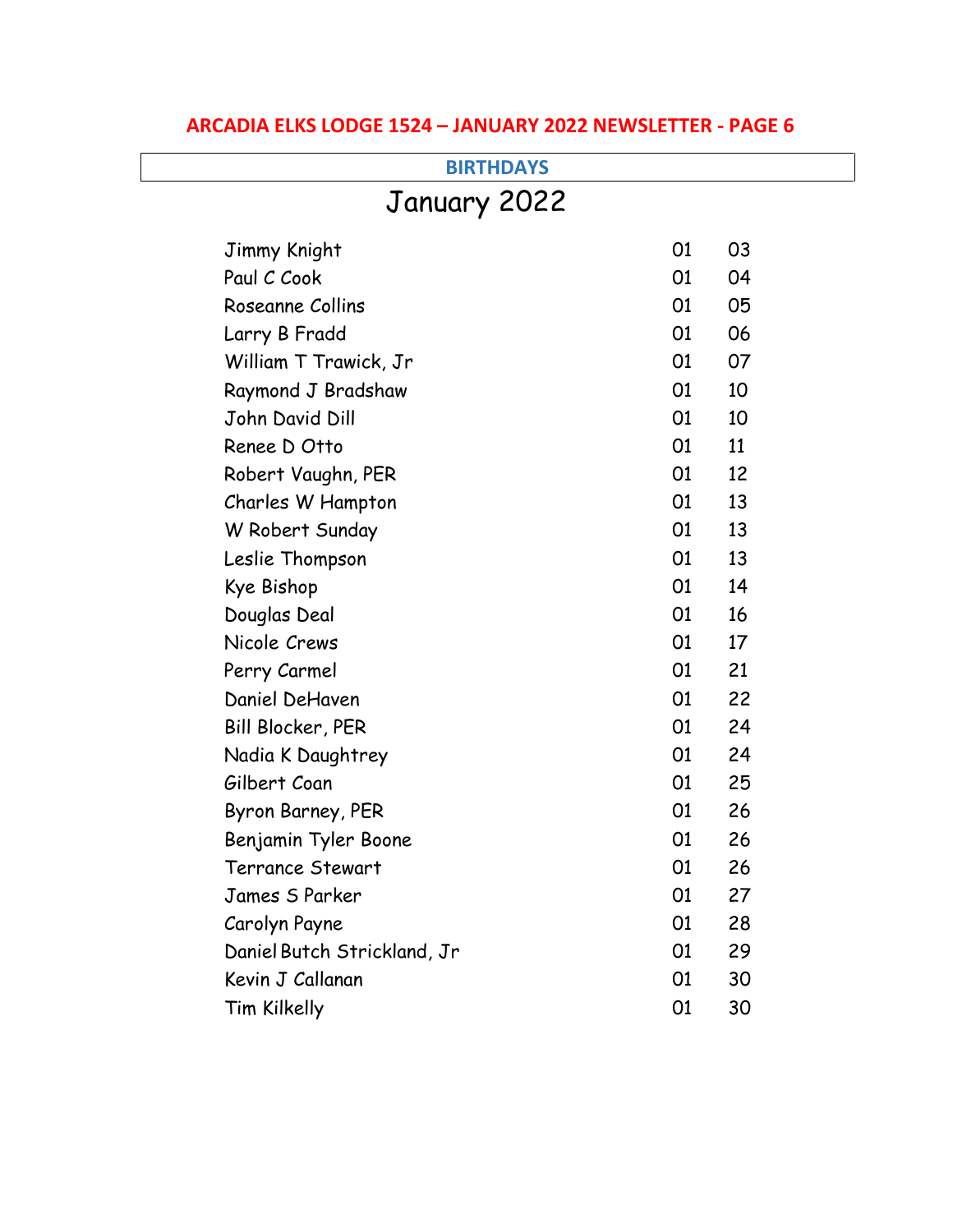## BIRTHDAYS

# January 2022

| | | |
|---|---|---|
| Jimmy Knight | 01 | 03 |
| Paul C Cook | 01 | 04 |
| Roseanne Collins | 01 | 05 |
| Larry B Fradd | 01 | 06 |
| William T Trawick, Jr | 01 | 07 |
| Raymond J Bradshaw | 01 | 10 |
| John David Dill | 01 | 10 |
| Renee D Otto | 01 | 11 |
| Robert Vaughn, PER | 01 | 12 |
| Charles W Hampton | 01 | 13 |
| W Robert Sunday | 01 | 13 |
| Leslie Thompson | 01 | 13 |
| Kye Bishop | 01 | 14 |
| Douglas Deal | 01 | 16 |
| Nicole Crews | 01 | 17 |
| Perry Carmel | 01 | 21 |
| Daniel DeHaven | 01 | 22 |
| Bill Blocker, PER | 01 | 24 |
| Nadia K Daughtrey | 01 | 24 |
| Gilbert Coan | 01 | 25 |
| Byron Barney, PER | 01 | 26 |
| Benjamin Tyler Boone | 01 | 26 |
| Terrance Stewart | 01 | 26 |
| James S Parker | 01 | 27 |
| Carolyn Payne | 01 | 28 |
| Daniel Butch Strickland, Jr | 01 | 29 |
| Kevin J Callanan | 01 | 30 |
| Tim Kilkelly | 01 | 30 |